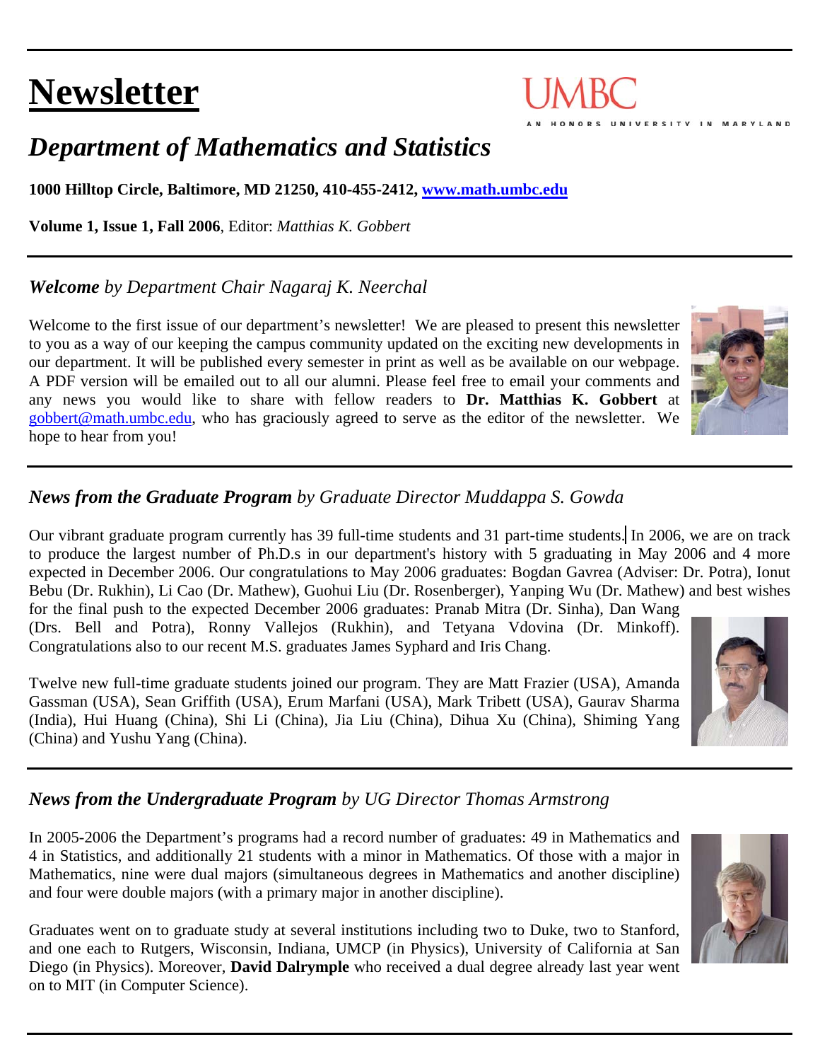# Newsletter

UMBC
AN HONORS UNIVERSITY IN MARYLAND

## *Department of Mathematics and Statistics*

**1000 Hilltop Circle, Baltimore, MD 21250, 410-455-2412, [www.math.umbc.edu](http://www.math.umbc.edu)**

**Volume 1, Issue 1, Fall 2006**, Editor: *Matthias K. Gobbert*

---

### ***Welcome*** *by Department Chair Nagaraj K. Neerchal*

Welcome to the first issue of our department's newsletter! We are pleased to present this newsletter to you as a way of our keeping the campus community updated on the exciting new developments in our department. It will be published every semester in print as well as be available on our webpage. A PDF version will be emailed out to all our alumni. Please feel free to email your comments and any news you would like to share with fellow readers to **Dr. Matthias K. Gobbert** at gobbert@math.umbc.edu, who has graciously agreed to serve as the editor of the newsletter. We hope to hear from you!

---

### ***News from the Graduate Program*** *by Graduate Director Muddappa S. Gowda*

Our vibrant graduate program currently has 39 full-time students and 31 part-time students. In 2006, we are on track to produce the largest number of Ph.D.s in our department's history with 5 graduating in May 2006 and 4 more expected in December 2006. Our congratulations to May 2006 graduates: Bogdan Gavrea (Adviser: Dr. Potra), Ionut Bebu (Dr. Rukhin), Li Cao (Dr. Mathew), Guohui Liu (Dr. Rosenberger), Yanping Wu (Dr. Mathew) and best wishes for the final push to the expected December 2006 graduates: Pranab Mitra (Dr. Sinha), Dan Wang (Drs. Bell and Potra), Ronny Vallejos (Rukhin), and Tetyana Vdovina (Dr. Minkoff). Congratulations also to our recent M.S. graduates James Syphard and Iris Chang.

Twelve new full-time graduate students joined our program. They are Matt Frazier (USA), Amanda Gassman (USA), Sean Griffith (USA), Erum Marfani (USA), Mark Tribett (USA), Gaurav Sharma (India), Hui Huang (China), Shi Li (China), Jia Liu (China), Dihua Xu (China), Shiming Yang (China) and Yushu Yang (China).

---

### ***News from the Undergraduate Program*** *by UG Director Thomas Armstrong*

In 2005-2006 the Department's programs had a record number of graduates: 49 in Mathematics and 4 in Statistics, and additionally 21 students with a minor in Mathematics. Of those with a major in Mathematics, nine were dual majors (simultaneous degrees in Mathematics and another discipline) and four were double majors (with a primary major in another discipline).

Graduates went on to graduate study at several institutions including two to Duke, two to Stanford, and one each to Rutgers, Wisconsin, Indiana, UMCP (in Physics), University of California at San Diego (in Physics). Moreover, **David Dalrymple** who received a dual degree already last year went on to MIT (in Computer Science).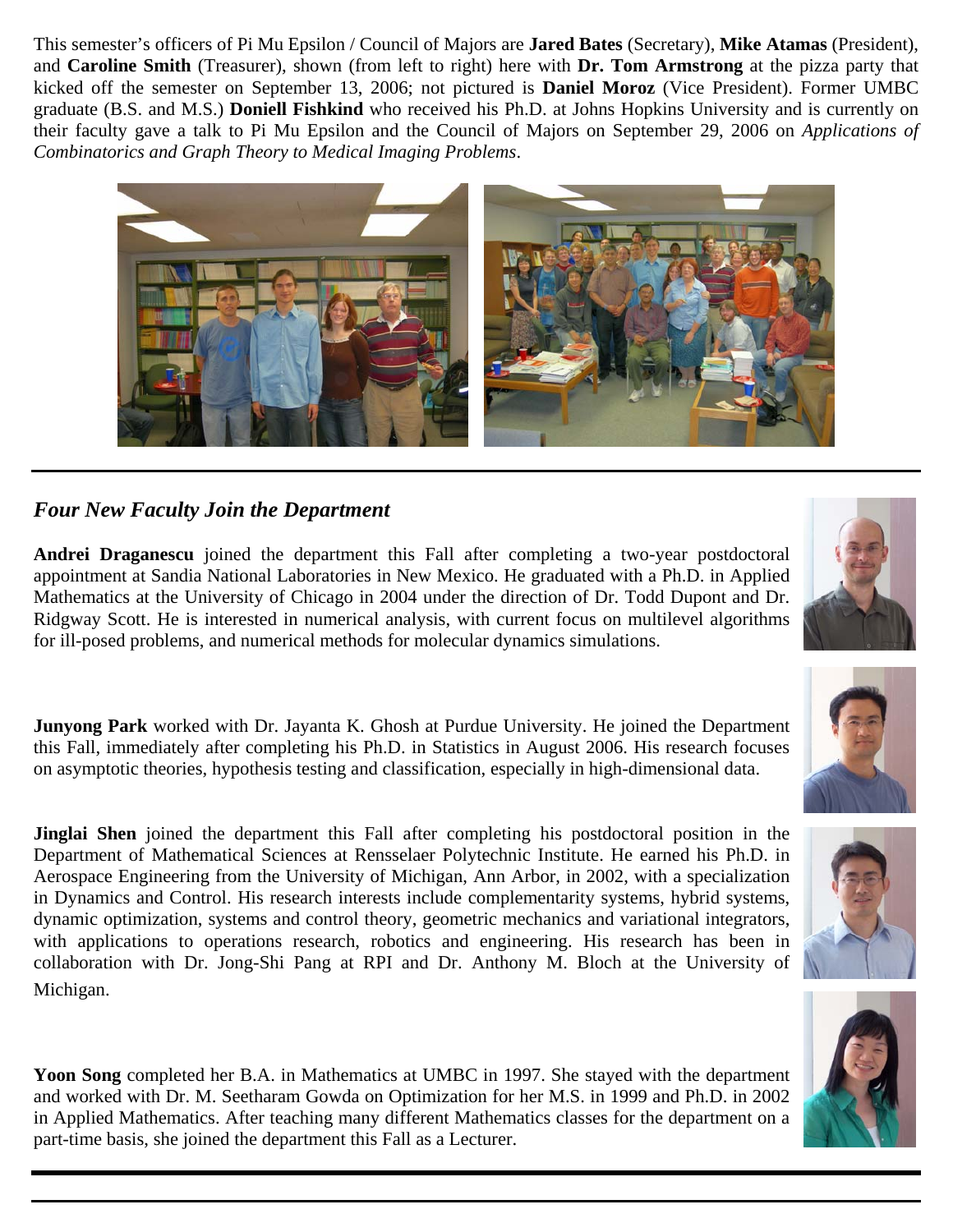This semester's officers of Pi Mu Epsilon / Council of Majors are **Jared Bates** (Secretary), **Mike Atamas** (President), and **Caroline Smith** (Treasurer), shown (from left to right) here with **Dr. Tom Armstrong** at the pizza party that kicked off the semester on September 13, 2006; not pictured is **Daniel Moroz** (Vice President). Former UMBC graduate (B.S. and M.S.) **Doniell Fishkind** who received his Ph.D. at Johns Hopkins University and is currently on their faculty gave a talk to Pi Mu Epsilon and the Council of Majors on September 29, 2006 on *Applications of Combinatorics and Graph Theory to Medical Imaging Problems*.

## *Four New Faculty Join the Department*

**Andrei Draganescu** joined the department this Fall after completing a two-year postdoctoral appointment at Sandia National Laboratories in New Mexico. He graduated with a Ph.D. in Applied Mathematics at the University of Chicago in 2004 under the direction of Dr. Todd Dupont and Dr. Ridgway Scott. He is interested in numerical analysis, with current focus on multilevel algorithms for ill-posed problems, and numerical methods for molecular dynamics simulations.

**Junyong Park** worked with Dr. Jayanta K. Ghosh at Purdue University. He joined the Department this Fall, immediately after completing his Ph.D. in Statistics in August 2006. His research focuses on asymptotic theories, hypothesis testing and classification, especially in high-dimensional data.

**Jinglai Shen** joined the department this Fall after completing his postdoctoral position in the Department of Mathematical Sciences at Rensselaer Polytechnic Institute. He earned his Ph.D. in Aerospace Engineering from the University of Michigan, Ann Arbor, in 2002, with a specialization in Dynamics and Control. His research interests include complementarity systems, hybrid systems, dynamic optimization, systems and control theory, geometric mechanics and variational integrators, with applications to operations research, robotics and engineering. His research has been in collaboration with Dr. Jong-Shi Pang at RPI and Dr. Anthony M. Bloch at the University of Michigan.

**Yoon Song** completed her B.A. in Mathematics at UMBC in 1997. She stayed with the department and worked with Dr. M. Seetharam Gowda on Optimization for her M.S. in 1999 and Ph.D. in 2002 in Applied Mathematics. After teaching many different Mathematics classes for the department on a part-time basis, she joined the department this Fall as a Lecturer.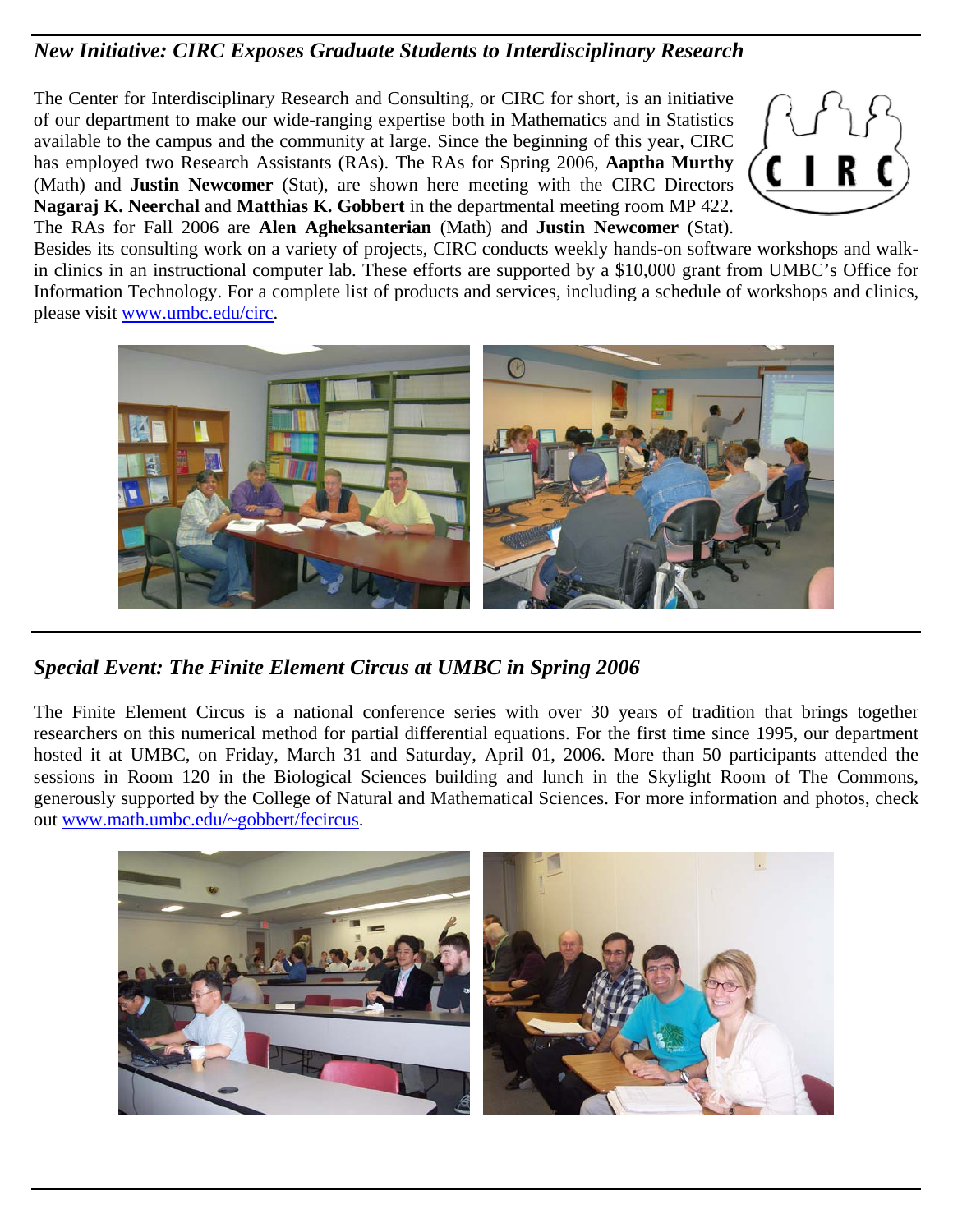## *New Initiative: CIRC Exposes Graduate Students to Interdisciplinary Research*

The Center for Interdisciplinary Research and Consulting, or CIRC for short, is an initiative of our department to make our wide-ranging expertise both in Mathematics and in Statistics available to the campus and the community at large. Since the beginning of this year, CIRC has employed two Research Assistants (RAs). The RAs for Spring 2006, **Aaptha Murthy** (Math) and **Justin Newcomer** (Stat), are shown here meeting with the CIRC Directors **Nagaraj K. Neerchal** and **Matthias K. Gobbert** in the departmental meeting room MP 422. The RAs for Fall 2006 are **Alen Agheksanterian** (Math) and **Justin Newcomer** (Stat). Besides its consulting work on a variety of projects, CIRC conducts weekly hands-on software workshops and walk-in clinics in an instructional computer lab. These efforts are supported by a $10,000 grant from UMBC's Office for Information Technology. For a complete list of products and services, including a schedule of workshops and clinics, please visit www.umbc.edu/circ.

## *Special Event: The Finite Element Circus at UMBC in Spring 2006*

The Finite Element Circus is a national conference series with over 30 years of tradition that brings together researchers on this numerical method for partial differential equations. For the first time since 1995, our department hosted it at UMBC, on Friday, March 31 and Saturday, April 01, 2006. More than 50 participants attended the sessions in Room 120 in the Biological Sciences building and lunch in the Skylight Room of The Commons, generously supported by the College of Natural and Mathematical Sciences. For more information and photos, check out www.math.umbc.edu/~gobbert/fecircus.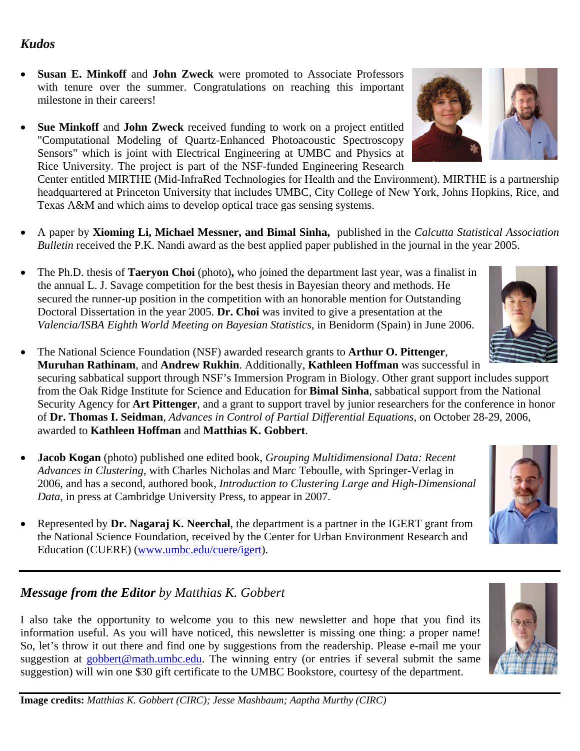## *Kudos*

- **Susan E. Minkoff** and **John Zweck** were promoted to Associate Professors with tenure over the summer. Congratulations on reaching this important milestone in their careers!

- **Sue Minkoff** and **John Zweck** received funding to work on a project entitled "Computational Modeling of Quartz-Enhanced Photoacoustic Spectroscopy Sensors" which is joint with Electrical Engineering at UMBC and Physics at Rice University. The project is part of the NSF-funded Engineering Research Center entitled MIRTHE (Mid-InfraRed Technologies for Health and the Environment). MIRTHE is a partnership headquartered at Princeton University that includes UMBC, City College of New York, Johns Hopkins, Rice, and Texas A&M and which aims to develop optical trace gas sensing systems.

- A paper by **Xioming Li, Michael Messner, and Bimal Sinha,** published in the *Calcutta Statistical Association Bulletin* received the P.K. Nandi award as the best applied paper published in the journal in the year 2005.

- The Ph.D. thesis of **Taeryon Choi** (photo)**,** who joined the department last year, was a finalist in the annual L. J. Savage competition for the best thesis in Bayesian theory and methods. He secured the runner-up position in the competition with an honorable mention for Outstanding Doctoral Dissertation in the year 2005. **Dr. Choi** was invited to give a presentation at the *Valencia/ISBA Eighth World Meeting on Bayesian Statistics*, in Benidorm (Spain) in June 2006.

- The National Science Foundation (NSF) awarded research grants to **Arthur O. Pittenger**, **Muruhan Rathinam**, and **Andrew Rukhin**. Additionally, **Kathleen Hoffman** was successful in securing sabbatical support through NSF's Immersion Program in Biology. Other grant support includes support from the Oak Ridge Institute for Science and Education for **Bimal Sinha**, sabbatical support from the National Security Agency for **Art Pittenger**, and a grant to support travel by junior researchers for the conference in honor of **Dr. Thomas I. Seidman**, *Advances in Control of Partial Differential Equations*, on October 28-29, 2006, awarded to **Kathleen Hoffman** and **Matthias K. Gobbert**.

- **Jacob Kogan** (photo) published one edited book, *Grouping Multidimensional Data: Recent Advances in Clustering*, with Charles Nicholas and Marc Teboulle, with Springer-Verlag in 2006, and has a second, authored book, *Introduction to Clustering Large and High-Dimensional Data*, in press at Cambridge University Press, to appear in 2007.

- Represented by **Dr. Nagaraj K. Neerchal**, the department is a partner in the IGERT grant from the National Science Foundation, received by the Center for Urban Environment Research and Education (CUERE) (www.umbc.edu/cuere/igert).

---

## *Message from the Editor* *by Matthias K. Gobbert*

I also take the opportunity to welcome you to this new newsletter and hope that you find its information useful. As you will have noticed, this newsletter is missing one thing: a proper name! So, let's throw it out there and find one by suggestions from the readership. Please e-mail me your suggestion at gobbert@math.umbc.edu. The winning entry (or entries if several submit the same suggestion) will win one $30 gift certificate to the UMBC Bookstore, courtesy of the department.

---

**Image credits:** *Matthias K. Gobbert (CIRC); Jesse Mashbaum; Aaptha Murthy (CIRC)*